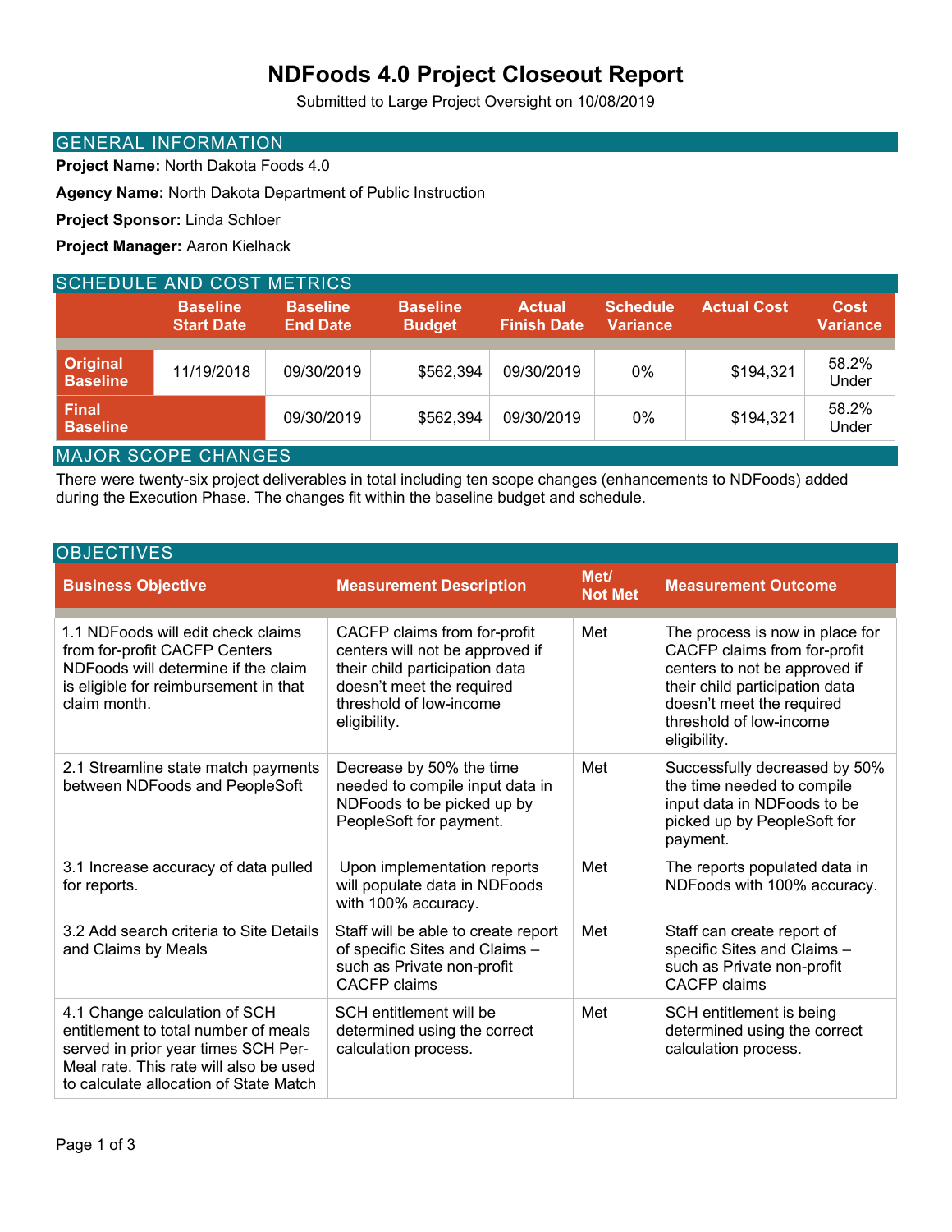# NDFoods 4.0 Project Closeout Report

Submitted to Large Project Oversight on 10/08/2019

## GENERAL INFORMATION

**Project Name:** North Dakota Foods 4.0

**Agency Name:** North Dakota Department of Public Instruction

**Project Sponsor:** Linda Schloer

**Project Manager:** Aaron Kielhack

## SCHEDULE AND COST METRICS

| | Baseline Start Date | Baseline End Date | Baseline Budget | Actual Finish Date | Schedule Variance | Actual Cost | Cost Variance |
|---|---|---|---|---|---|---|---|
| **Original Baseline** | 11/19/2018 | 09/30/2019 | $562,394 | 09/30/2019 | 0% | $194,321 | 58.2% Under |
| **Final Baseline** | | 09/30/2019 | $562,394 | 09/30/2019 | 0% | $194,321 | 58.2% Under |

## MAJOR SCOPE CHANGES

There were twenty-six project deliverables in total including ten scope changes (enhancements to NDFoods) added during the Execution Phase. The changes fit within the baseline budget and schedule.

## OBJECTIVES

| Business Objective | Measurement Description | Met/ Not Met | Measurement Outcome |
|---|---|---|---|
| 1.1 NDFoods will edit check claims from for-profit CACFP Centers NDFoods will determine if the claim is eligible for reimbursement in that claim month. | CACFP claims from for-profit centers will not be approved if their child participation data doesn't meet the required threshold of low-income eligibility. | Met | The process is now in place for CACFP claims from for-profit centers to not be approved if their child participation data doesn't meet the required threshold of low-income eligibility. |
| 2.1 Streamline state match payments between NDFoods and PeopleSoft | Decrease by 50% the time needed to compile input data in NDFoods to be picked up by PeopleSoft for payment. | Met | Successfully decreased by 50% the time needed to compile input data in NDFoods to be picked up by PeopleSoft for payment. |
| 3.1 Increase accuracy of data pulled for reports. | Upon implementation reports will populate data in NDFoods with 100% accuracy. | Met | The reports populated data in NDFoods with 100% accuracy. |
| 3.2 Add search criteria to Site Details and Claims by Meals | Staff will be able to create report of specific Sites and Claims – such as Private non-profit CACFP claims | Met | Staff can create report of specific Sites and Claims – such as Private non-profit CACFP claims |
| 4.1 Change calculation of SCH entitlement to total number of meals served in prior year times SCH Per-Meal rate. This rate will also be used to calculate allocation of State Match | SCH entitlement will be determined using the correct calculation process. | Met | SCH entitlement is being determined using the correct calculation process. |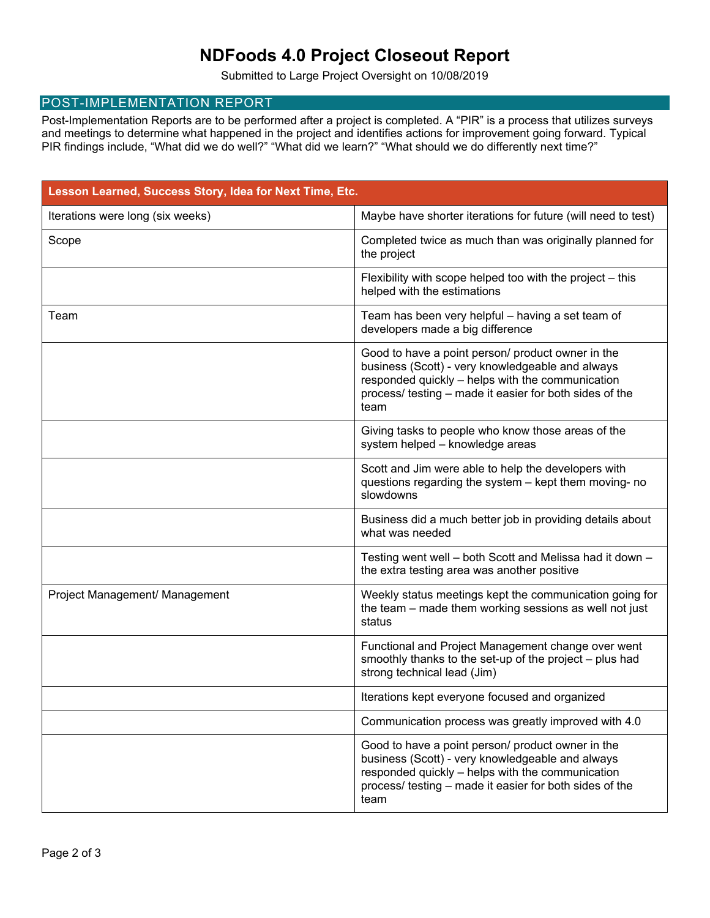# NDFoods 4.0 Project Closeout Report

Submitted to Large Project Oversight on 10/08/2019

## POST-IMPLEMENTATION REPORT

Post-Implementation Reports are to be performed after a project is completed. A "PIR" is a process that utilizes surveys and meetings to determine what happened in the project and identifies actions for improvement going forward. Typical PIR findings include, "What did we do well?" "What did we learn?" "What should we do differently next time?"

| **Lesson Learned, Success Story, Idea for Next Time, Etc.** | |
|---|---|
| Iterations were long (six weeks) | Maybe have shorter iterations for future (will need to test) |
| Scope | Completed twice as much than was originally planned for the project |
| | Flexibility with scope helped too with the project – this helped with the estimations |
| Team | Team has been very helpful – having a set team of developers made a big difference |
| | Good to have a point person/ product owner in the business (Scott) - very knowledgeable and always responded quickly – helps with the communication process/ testing – made it easier for both sides of the team |
| | Giving tasks to people who know those areas of the system helped – knowledge areas |
| | Scott and Jim were able to help the developers with questions regarding the system – kept them moving- no slowdowns |
| | Business did a much better job in providing details about what was needed |
| | Testing went well – both Scott and Melissa had it down – the extra testing area was another positive |
| Project Management/ Management | Weekly status meetings kept the communication going for the team – made them working sessions as well not just status |
| | Functional and Project Management change over went smoothly thanks to the set-up of the project – plus had strong technical lead (Jim) |
| | Iterations kept everyone focused and organized |
| | Communication process was greatly improved with 4.0 |
| | Good to have a point person/ product owner in the business (Scott) - very knowledgeable and always responded quickly – helps with the communication process/ testing – made it easier for both sides of the team |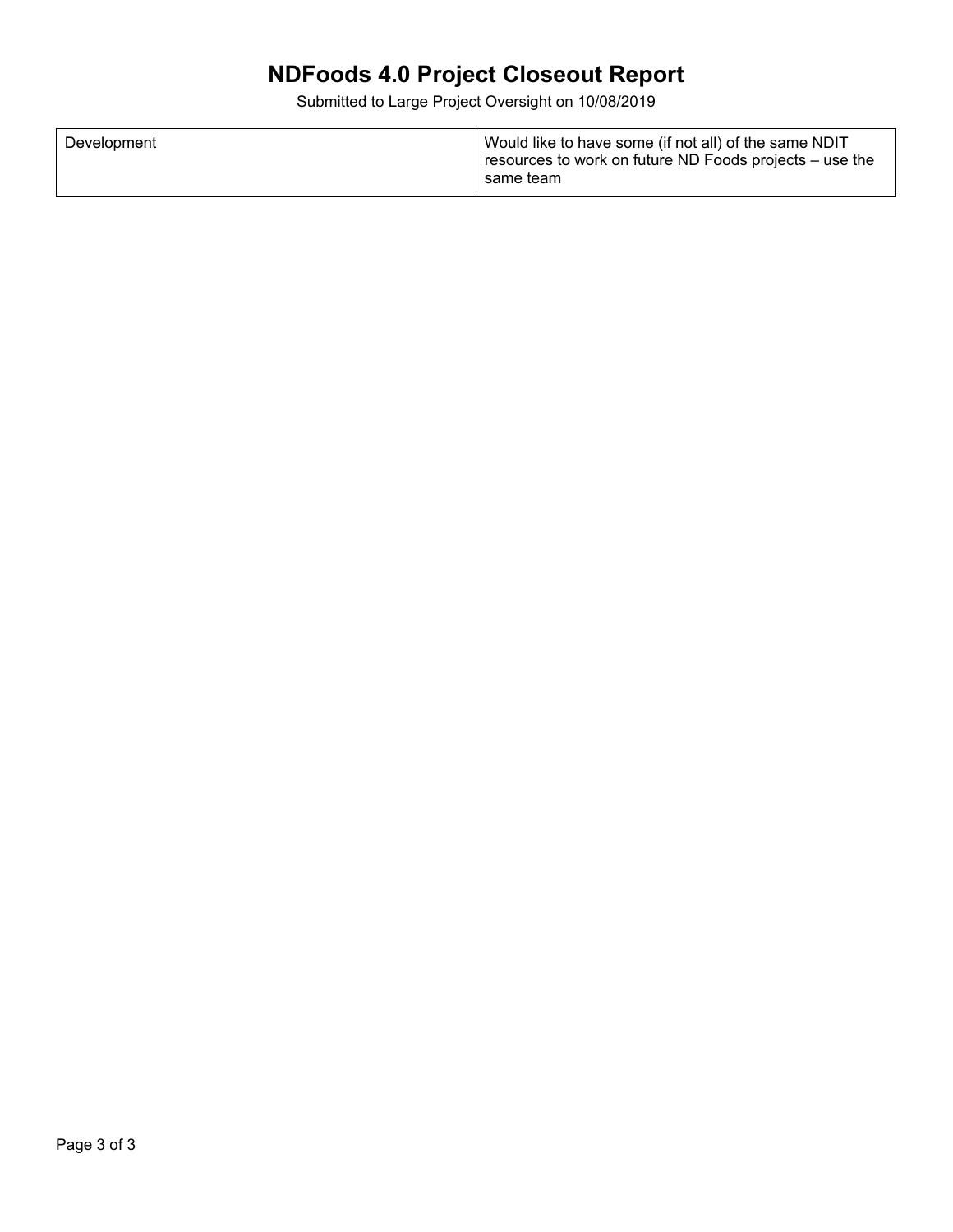# NDFoods 4.0 Project Closeout Report

Submitted to Large Project Oversight on 10/08/2019

| | |
|---|---|
| Development | Would like to have some (if not all) of the same NDIT resources to work on future ND Foods projects – use the same team |